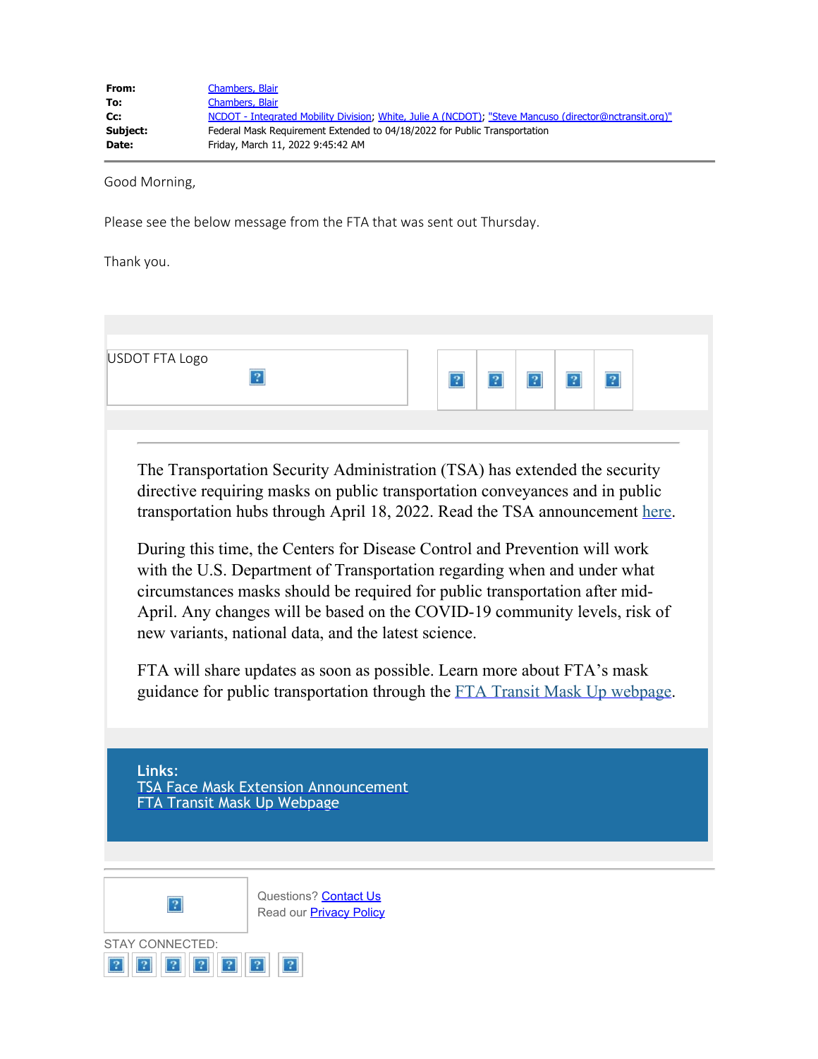| | |
|---|---|
| **From:** | Chambers, Blair |
| **To:** | Chambers, Blair |
| **Cc:** | NCDOT - Integrated Mobility Division; White, Julie A (NCDOT); "Steve Mancuso (director@nctransit.org)" |
| **Subject:** | Federal Mask Requirement Extended to 04/18/2022 for Public Transportation |
| **Date:** | Friday, March 11, 2022 9:45:42 AM |

Good Morning,

Please see the below message from the FTA that was sent out Thursday.

Thank you.

USDOT FTA Logo

The Transportation Security Administration (TSA) has extended the security directive requiring masks on public transportation conveyances and in public transportation hubs through April 18, 2022. Read the TSA announcement here.

During this time, the Centers for Disease Control and Prevention will work with the U.S. Department of Transportation regarding when and under what circumstances masks should be required for public transportation after mid-April. Any changes will be based on the COVID-19 community levels, risk of new variants, national data, and the latest science.

FTA will share updates as soon as possible. Learn more about FTA's mask guidance for public transportation through the FTA Transit Mask Up webpage.

**Links:**
TSA Face Mask Extension Announcement
FTA Transit Mask Up Webpage

Questions? Contact Us
Read our Privacy Policy

STAY CONNECTED: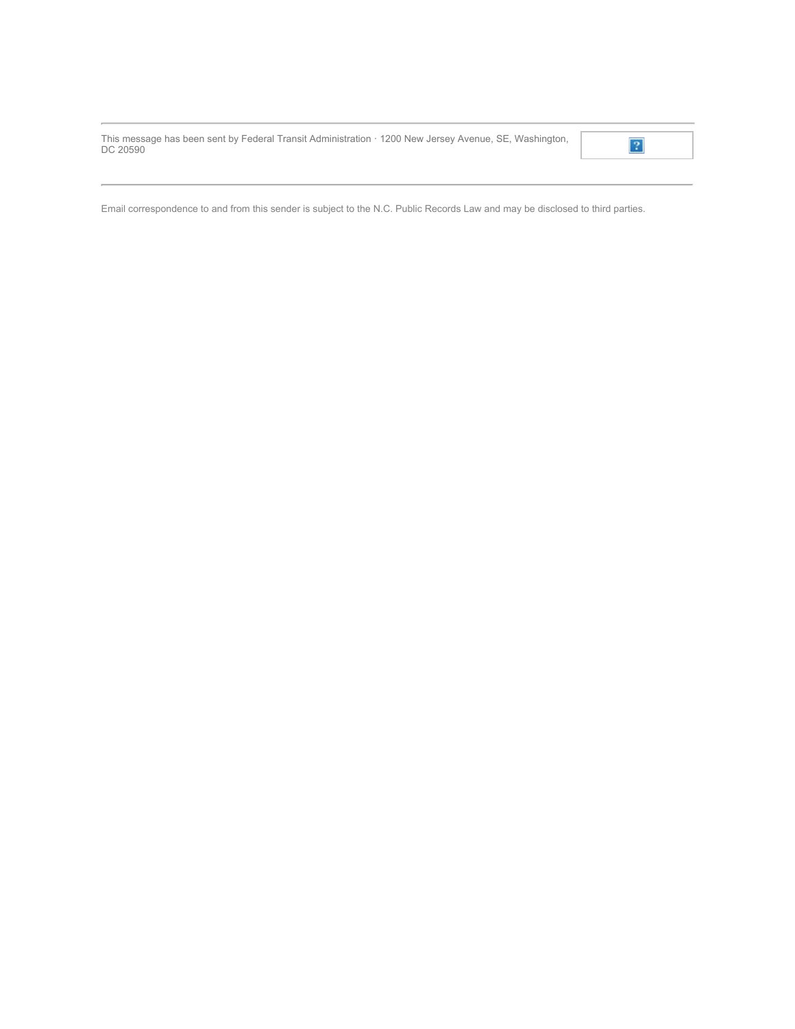---

This message has been sent by Federal Transit Administration · 1200 New Jersey Avenue, SE, Washington, DC 20590

---

Email correspondence to and from this sender is subject to the N.C. Public Records Law and may be disclosed to third parties.